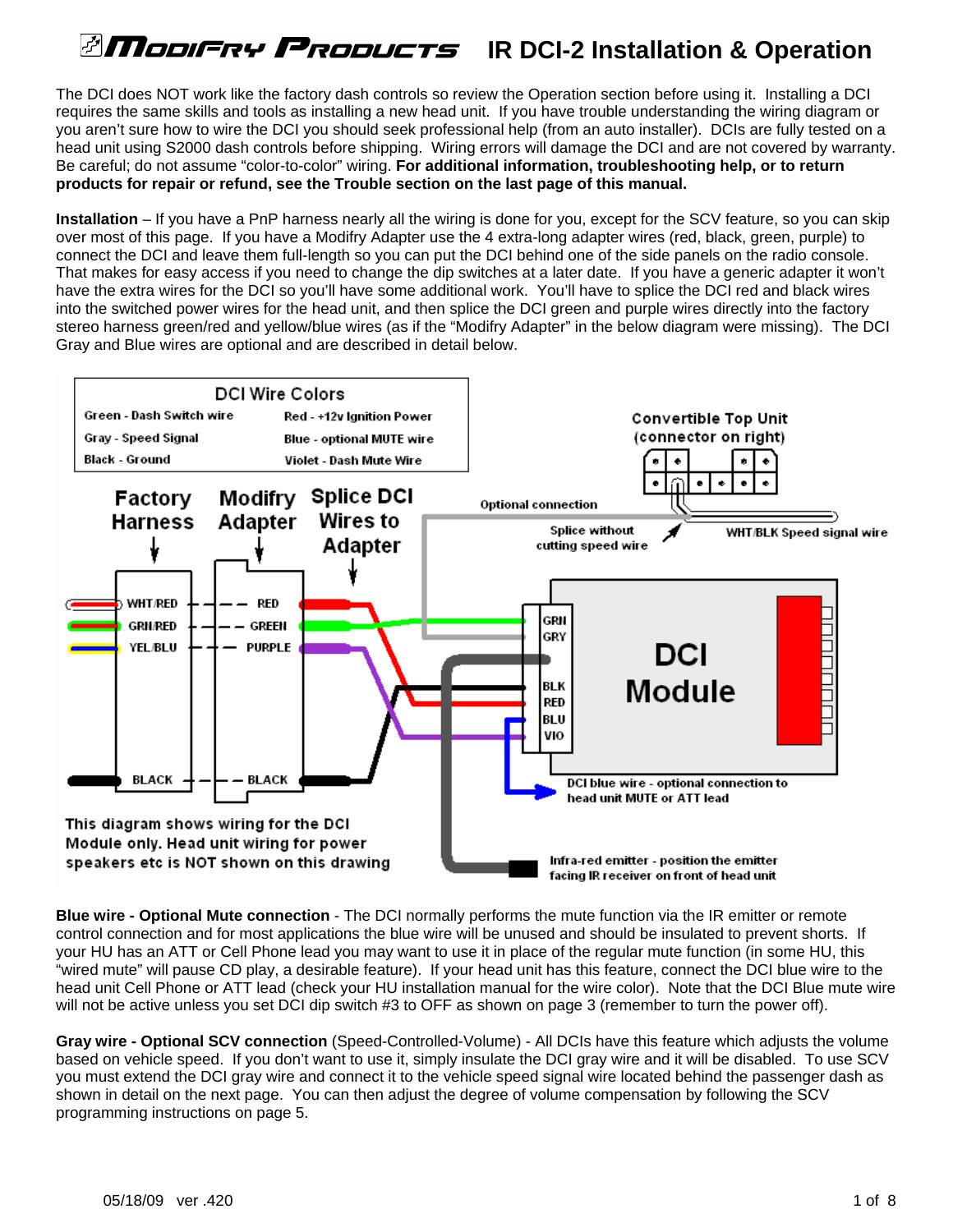# Modifry Products IR DCI-2 Installation & Operation

The DCI does NOT work like the factory dash controls so review the Operation section before using it. Installing a DCI requires the same skills and tools as installing a new head unit. If you have trouble understanding the wiring diagram or you aren't sure how to wire the DCI you should seek professional help (from an auto installer). DCIs are fully tested on a head unit using S2000 dash controls before shipping. Wiring errors will damage the DCI and are not covered by warranty. Be careful; do not assume "color-to-color" wiring. **For additional information, troubleshooting help, or to return products for repair or refund, see the Trouble section on the last page of this manual.**

**Installation** – If you have a PnP harness nearly all the wiring is done for you, except for the SCV feature, so you can skip over most of this page. If you have a Modifry Adapter use the 4 extra-long adapter wires (red, black, green, purple) to connect the DCI and leave them full-length so you can put the DCI behind one of the side panels on the radio console. That makes for easy access if you need to change the dip switches at a later date. If you have a generic adapter it won't have the extra wires for the DCI so you'll have some additional work. You'll have to splice the DCI red and black wires into the switched power wires for the head unit, and then splice the DCI green and purple wires directly into the factory stereo harness green/red and yellow/blue wires (as if the "Modifry Adapter" in the below diagram were missing). The DCI Gray and Blue wires are optional and are described in detail below.

| DCI Wire Colors | |
|---|---|
| Green - Dash Switch wire | Red - +12v Ignition Power |
| Gray - Speed Signal | Blue - optional MUTE wire |
| Black - Ground | Violet - Dash Mute Wire |

Factory Harness → Modifry Adapter → Splice DCI Wires to Adapter

- WHT/RED — RED
- GRN/RED — GREEN
- YEL/BLU — PURPLE
- BLACK — BLACK

DCI Module: GRN, GRY, BLK, RED, BLU, VIO

Convertible Top Unit (connector on right)

Optional connection — Splice without cutting speed wire — WHT/BLK Speed signal wire

DCI blue wire - optional connection to head unit MUTE or ATT lead

Infra-red emitter - position the emitter facing IR receiver on front of head unit

This diagram shows wiring for the DCI Module only. Head unit wiring for power speakers etc is NOT shown on this drawing

**Blue wire - Optional Mute connection** - The DCI normally performs the mute function via the IR emitter or remote control connection and for most applications the blue wire will be unused and should be insulated to prevent shorts. If your HU has an ATT or Cell Phone lead you may want to use it in place of the regular mute function (in some HU, this "wired mute" will pause CD play, a desirable feature). If your head unit has this feature, connect the DCI blue wire to the head unit Cell Phone or ATT lead (check your HU installation manual for the wire color). Note that the DCI Blue mute wire will not be active unless you set DCI dip switch #3 to OFF as shown on page 3 (remember to turn the power off).

**Gray wire - Optional SCV connection** (Speed-Controlled-Volume) - All DCIs have this feature which adjusts the volume based on vehicle speed. If you don't want to use it, simply insulate the DCI gray wire and it will be disabled. To use SCV you must extend the DCI gray wire and connect it to the vehicle speed signal wire located behind the passenger dash as shown in detail on the next page. You can then adjust the degree of volume compensation by following the SCV programming instructions on page 5.

05/18/09 ver .420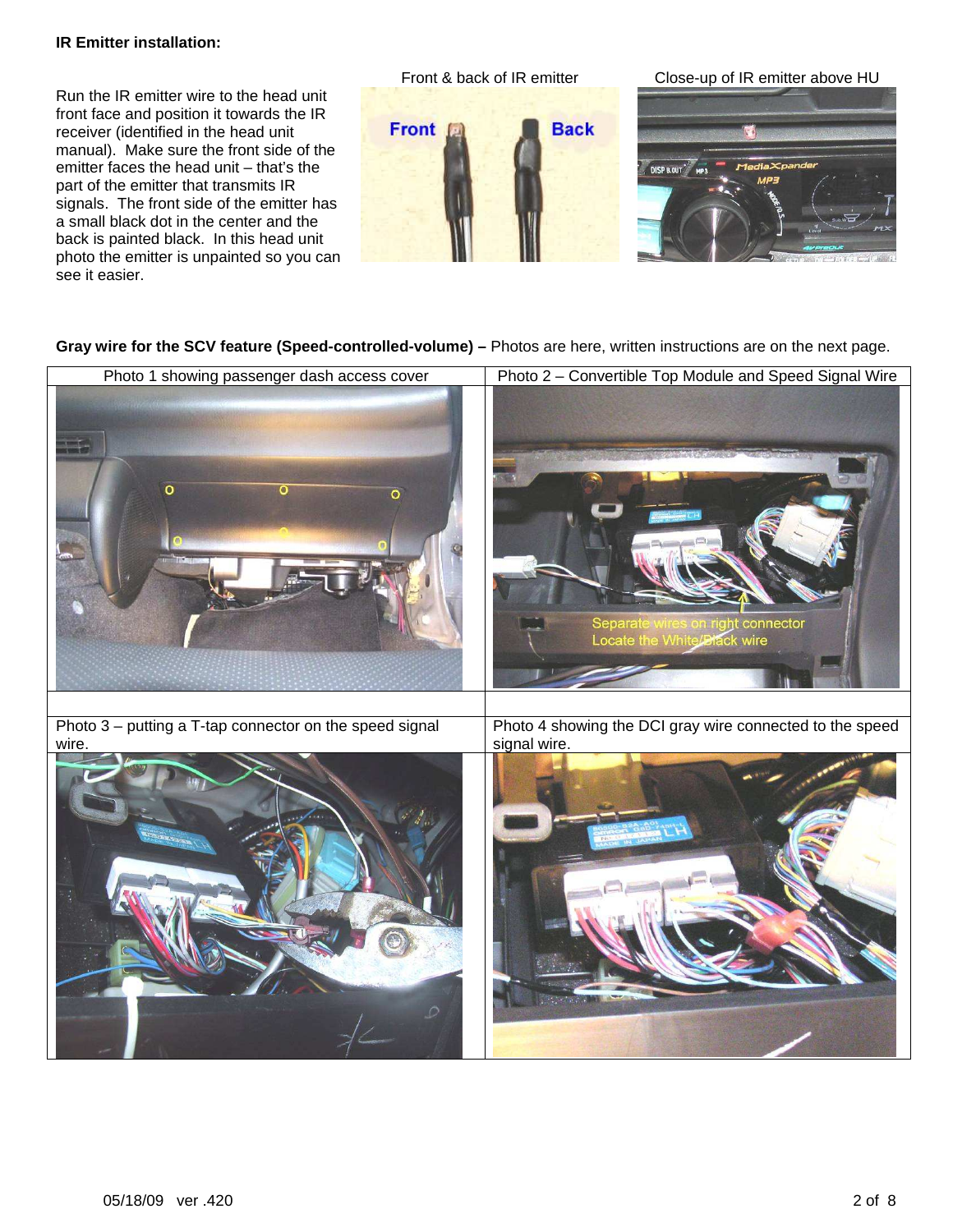**IR Emitter installation:**

Run the IR emitter wire to the head unit front face and position it towards the IR receiver (identified in the head unit manual). Make sure the front side of the emitter faces the head unit – that's the part of the emitter that transmits IR signals. The front side of the emitter has a small black dot in the center and the back is painted black. In this head unit photo the emitter is unpainted so you can see it easier.

Front & back of IR emitter

Close-up of IR emitter above HU

**Gray wire for the SCV feature (Speed-controlled-volume) –** Photos are here, written instructions are on the next page.

| Photo 1 showing passenger dash access cover | Photo 2 – Convertible Top Module and Speed Signal Wire |
|---|---|
| | Separate wires on right connector<br>Locate the White/Black wire |
| | |
| Photo 3 – putting a T-tap connector on the speed signal wire. | Photo 4 showing the DCI gray wire connected to the speed signal wire. |
| | |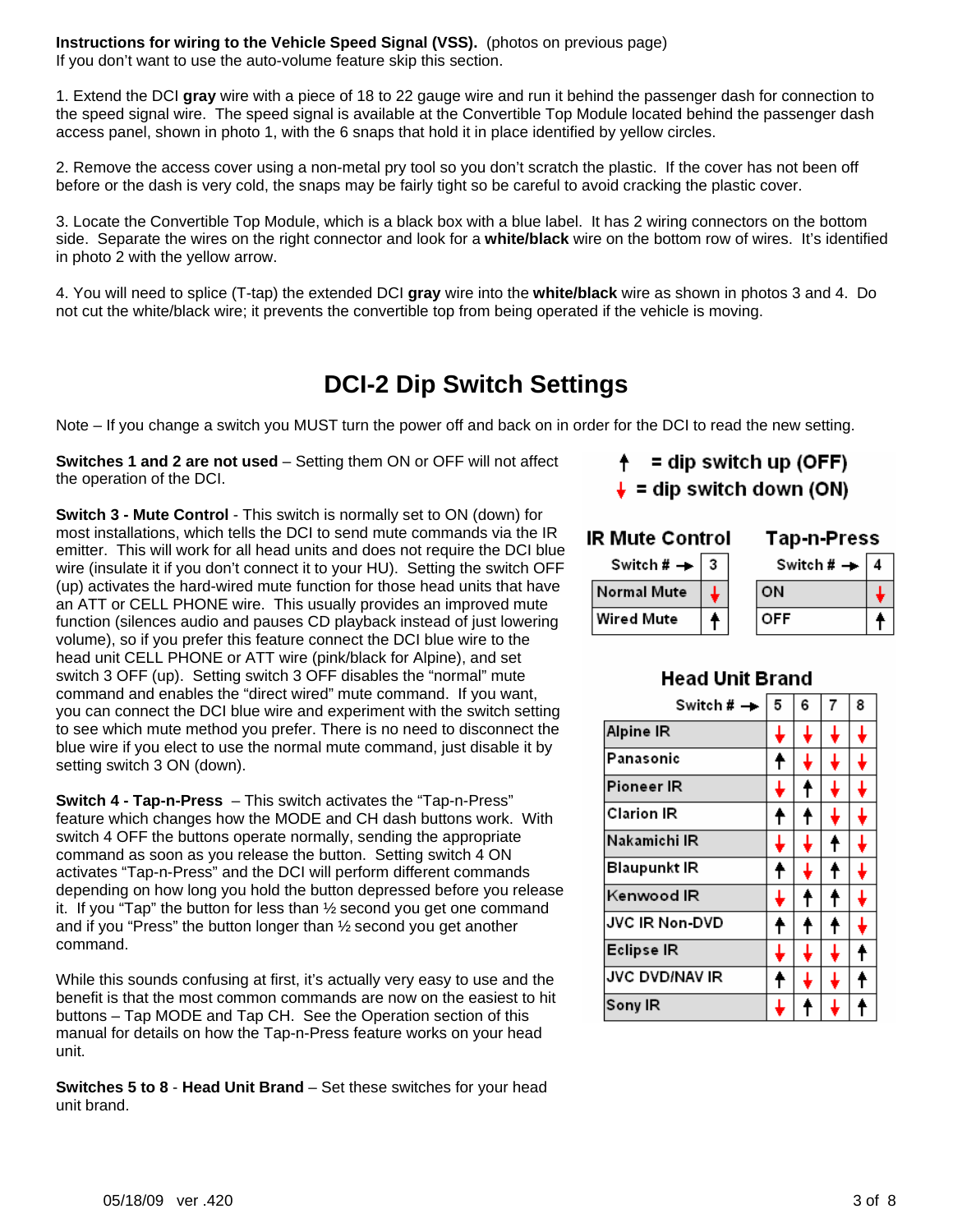**Instructions for wiring to the Vehicle Speed Signal (VSS).** (photos on previous page)
If you don't want to use the auto-volume feature skip this section.

1. Extend the DCI **gray** wire with a piece of 18 to 22 gauge wire and run it behind the passenger dash for connection to the speed signal wire. The speed signal is available at the Convertible Top Module located behind the passenger dash access panel, shown in photo 1, with the 6 snaps that hold it in place identified by yellow circles.

2. Remove the access cover using a non-metal pry tool so you don't scratch the plastic. If the cover has not been off before or the dash is very cold, the snaps may be fairly tight so be careful to avoid cracking the plastic cover.

3. Locate the Convertible Top Module, which is a black box with a blue label. It has 2 wiring connectors on the bottom side. Separate the wires on the right connector and look for a **white/black** wire on the bottom row of wires. It's identified in photo 2 with the yellow arrow.

4. You will need to splice (T-tap) the extended DCI **gray** wire into the **white/black** wire as shown in photos 3 and 4. Do not cut the white/black wire; it prevents the convertible top from being operated if the vehicle is moving.

# DCI-2 Dip Switch Settings

Note – If you change a switch you MUST turn the power off and back on in order for the DCI to read the new setting.

**Switches 1 and 2 are not used** – Setting them ON or OFF will not affect the operation of the DCI.

**Switch 3 - Mute Control** - This switch is normally set to ON (down) for most installations, which tells the DCI to send mute commands via the IR emitter. This will work for all head units and does not require the DCI blue wire (insulate it if you don't connect it to your HU). Setting the switch OFF (up) activates the hard-wired mute function for those head units that have an ATT or CELL PHONE wire. This usually provides an improved mute function (silences audio and pauses CD playback instead of just lowering volume), so if you prefer this feature connect the DCI blue wire to the head unit CELL PHONE or ATT wire (pink/black for Alpine), and set switch 3 OFF (up). Setting switch 3 OFF disables the "normal" mute command and enables the "direct wired" mute command. If you want, you can connect the DCI blue wire and experiment with the switch setting to see which mute method you prefer. There is no need to disconnect the blue wire if you elect to use the normal mute command, just disable it by setting switch 3 ON (down).

**Switch 4 - Tap-n-Press** – This switch activates the "Tap-n-Press" feature which changes how the MODE and CH dash buttons work. With switch 4 OFF the buttons operate normally, sending the appropriate command as soon as you release the button. Setting switch 4 ON activates "Tap-n-Press" and the DCI will perform different commands depending on how long you hold the button depressed before you release it. If you "Tap" the button for less than ½ second you get one command and if you "Press" the button longer than ½ second you get another command.

While this sounds confusing at first, it's actually very easy to use and the benefit is that the most common commands are now on the easiest to hit buttons – Tap MODE and Tap CH. See the Operation section of this manual for details on how the Tap-n-Press feature works on your head unit.

**Switches 5 to 8** - **Head Unit Brand** – Set these switches for your head unit brand.

↑ = dip switch up (OFF)
↓ = dip switch down (ON)

**IR Mute Control**

| Switch # → | 3 |
|---|---|
| Normal Mute | ↓ |
| Wired Mute | ↑ |

**Tap-n-Press**

| Switch # → | 4 |
|---|---|
| ON | ↓ |
| OFF | ↑ |

**Head Unit Brand**

| Switch # → | 5 | 6 | 7 | 8 |
|---|---|---|---|---|
| Alpine IR | ↓ | ↓ | ↓ | ↓ |
| Panasonic | ↑ | ↓ | ↓ | ↓ |
| Pioneer IR | ↓ | ↑ | ↓ | ↓ |
| Clarion IR | ↑ | ↑ | ↓ | ↓ |
| Nakamichi IR | ↓ | ↓ | ↑ | ↓ |
| Blaupunkt IR | ↑ | ↓ | ↑ | ↓ |
| Kenwood IR | ↓ | ↑ | ↑ | ↓ |
| JVC IR Non-DVD | ↑ | ↑ | ↑ | ↓ |
| Eclipse IR | ↓ | ↓ | ↓ | ↑ |
| JVC DVD/NAV IR | ↑ | ↓ | ↓ | ↑ |
| Sony IR | ↓ | ↑ | ↓ | ↑ |

05/18/09 ver .420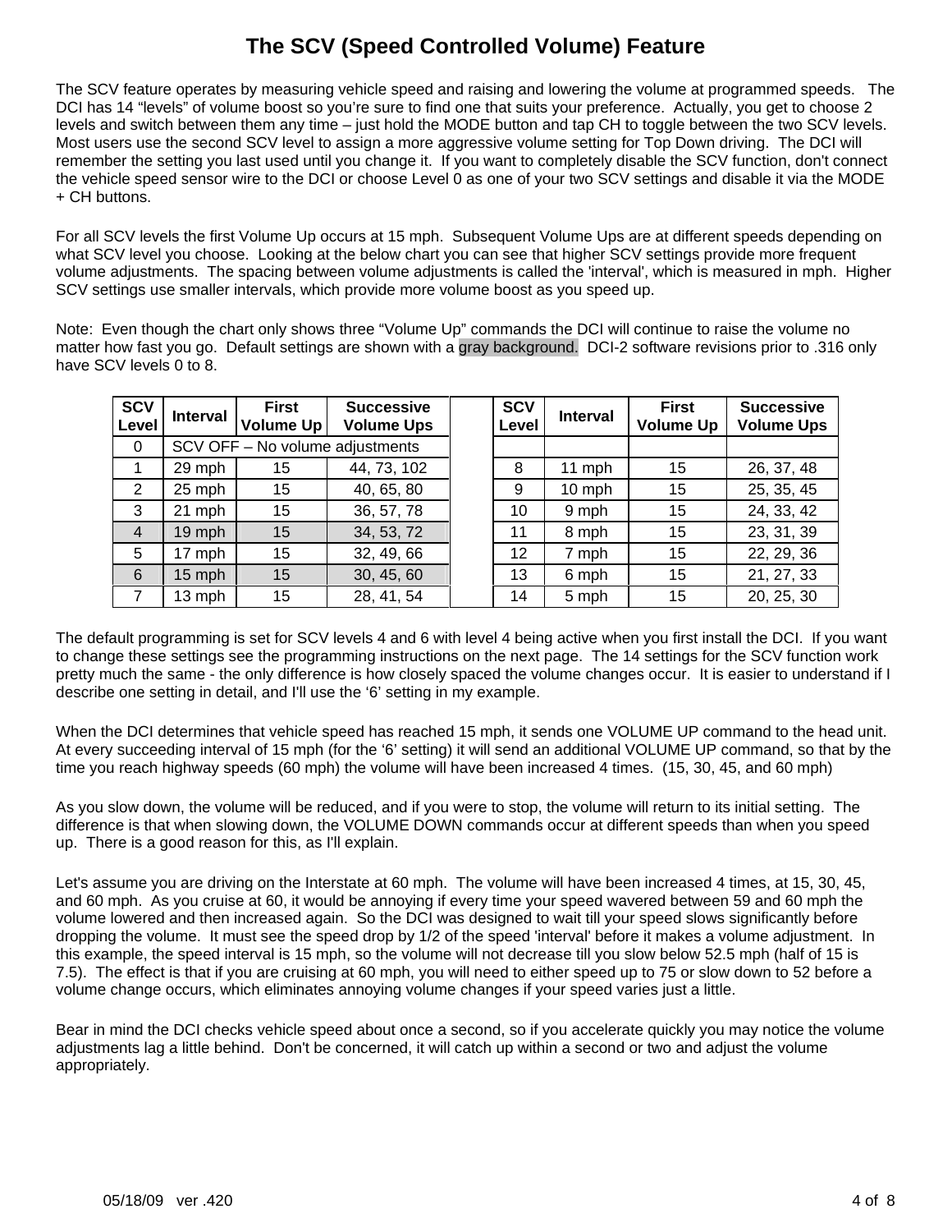# The SCV (Speed Controlled Volume) Feature

The SCV feature operates by measuring vehicle speed and raising and lowering the volume at programmed speeds. The DCI has 14 "levels" of volume boost so you're sure to find one that suits your preference. Actually, you get to choose 2 levels and switch between them any time – just hold the MODE button and tap CH to toggle between the two SCV levels. Most users use the second SCV level to assign a more aggressive volume setting for Top Down driving. The DCI will remember the setting you last used until you change it. If you want to completely disable the SCV function, don't connect the vehicle speed sensor wire to the DCI or choose Level 0 as one of your two SCV settings and disable it via the MODE + CH buttons.

For all SCV levels the first Volume Up occurs at 15 mph. Subsequent Volume Ups are at different speeds depending on what SCV level you choose. Looking at the below chart you can see that higher SCV settings provide more frequent volume adjustments. The spacing between volume adjustments is called the 'interval', which is measured in mph. Higher SCV settings use smaller intervals, which provide more volume boost as you speed up.

Note: Even though the chart only shows three "Volume Up" commands the DCI will continue to raise the volume no matter how fast you go. Default settings are shown with a gray background. DCI-2 software revisions prior to .316 only have SCV levels 0 to 8.

| SCV Level | Interval | First Volume Up | Successive Volume Ups | | SCV Level | Interval | First Volume Up | Successive Volume Ups |
|---|---|---|---|---|---|---|---|---|
| 0 | SCV OFF – No volume adjustments | | | | | | | |
| 1 | 29 mph | 15 | 44, 73, 102 | | 8 | 11 mph | 15 | 26, 37, 48 |
| 2 | 25 mph | 15 | 40, 65, 80 | | 9 | 10 mph | 15 | 25, 35, 45 |
| 3 | 21 mph | 15 | 36, 57, 78 | | 10 | 9 mph | 15 | 24, 33, 42 |
| 4 | 19 mph | 15 | 34, 53, 72 | | 11 | 8 mph | 15 | 23, 31, 39 |
| 5 | 17 mph | 15 | 32, 49, 66 | | 12 | 7 mph | 15 | 22, 29, 36 |
| 6 | 15 mph | 15 | 30, 45, 60 | | 13 | 6 mph | 15 | 21, 27, 33 |
| 7 | 13 mph | 15 | 28, 41, 54 | | 14 | 5 mph | 15 | 20, 25, 30 |

The default programming is set for SCV levels 4 and 6 with level 4 being active when you first install the DCI. If you want to change these settings see the programming instructions on the next page. The 14 settings for the SCV function work pretty much the same - the only difference is how closely spaced the volume changes occur. It is easier to understand if I describe one setting in detail, and I'll use the '6' setting in my example.

When the DCI determines that vehicle speed has reached 15 mph, it sends one VOLUME UP command to the head unit. At every succeeding interval of 15 mph (for the '6' setting) it will send an additional VOLUME UP command, so that by the time you reach highway speeds (60 mph) the volume will have been increased 4 times. (15, 30, 45, and 60 mph)

As you slow down, the volume will be reduced, and if you were to stop, the volume will return to its initial setting. The difference is that when slowing down, the VOLUME DOWN commands occur at different speeds than when you speed up. There is a good reason for this, as I'll explain.

Let's assume you are driving on the Interstate at 60 mph. The volume will have been increased 4 times, at 15, 30, 45, and 60 mph. As you cruise at 60, it would be annoying if every time your speed wavered between 59 and 60 mph the volume lowered and then increased again. So the DCI was designed to wait till your speed slows significantly before dropping the volume. It must see the speed drop by 1/2 of the speed 'interval' before it makes a volume adjustment. In this example, the speed interval is 15 mph, so the volume will not decrease till you slow below 52.5 mph (half of 15 is 7.5). The effect is that if you are cruising at 60 mph, you will need to either speed up to 75 or slow down to 52 before a volume change occurs, which eliminates annoying volume changes if your speed varies just a little.

Bear in mind the DCI checks vehicle speed about once a second, so if you accelerate quickly you may notice the volume adjustments lag a little behind. Don't be concerned, it will catch up within a second or two and adjust the volume appropriately.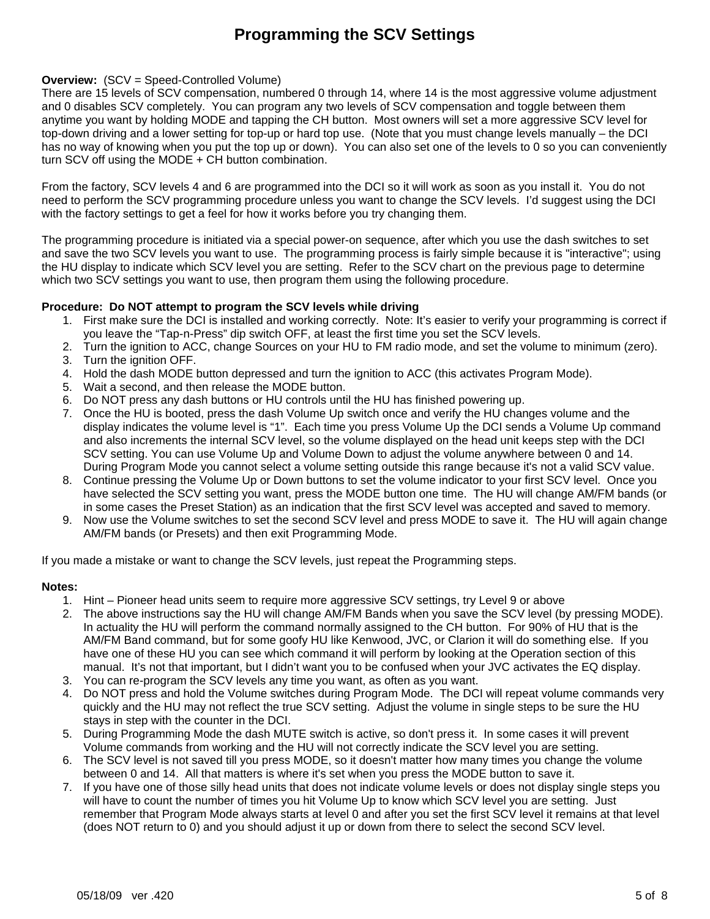# Programming the SCV Settings

**Overview:** (SCV = Speed-Controlled Volume)
There are 15 levels of SCV compensation, numbered 0 through 14, where 14 is the most aggressive volume adjustment and 0 disables SCV completely. You can program any two levels of SCV compensation and toggle between them anytime you want by holding MODE and tapping the CH button. Most owners will set a more aggressive SCV level for top-down driving and a lower setting for top-up or hard top use. (Note that you must change levels manually – the DCI has no way of knowing when you put the top up or down). You can also set one of the levels to 0 so you can conveniently turn SCV off using the MODE + CH button combination.

From the factory, SCV levels 4 and 6 are programmed into the DCI so it will work as soon as you install it. You do not need to perform the SCV programming procedure unless you want to change the SCV levels. I'd suggest using the DCI with the factory settings to get a feel for how it works before you try changing them.

The programming procedure is initiated via a special power-on sequence, after which you use the dash switches to set and save the two SCV levels you want to use. The programming process is fairly simple because it is "interactive"; using the HU display to indicate which SCV level you are setting. Refer to the SCV chart on the previous page to determine which two SCV settings you want to use, then program them using the following procedure.

**Procedure: Do NOT attempt to program the SCV levels while driving**

1. First make sure the DCI is installed and working correctly. Note: It's easier to verify your programming is correct if you leave the "Tap-n-Press" dip switch OFF, at least the first time you set the SCV levels.
2. Turn the ignition to ACC, change Sources on your HU to FM radio mode, and set the volume to minimum (zero).
3. Turn the ignition OFF.
4. Hold the dash MODE button depressed and turn the ignition to ACC (this activates Program Mode).
5. Wait a second, and then release the MODE button.
6. Do NOT press any dash buttons or HU controls until the HU has finished powering up.
7. Once the HU is booted, press the dash Volume Up switch once and verify the HU changes volume and the display indicates the volume level is "1". Each time you press Volume Up the DCI sends a Volume Up command and also increments the internal SCV level, so the volume displayed on the head unit keeps step with the DCI SCV setting. You can use Volume Up and Volume Down to adjust the volume anywhere between 0 and 14. During Program Mode you cannot select a volume setting outside this range because it's not a valid SCV value.
8. Continue pressing the Volume Up or Down buttons to set the volume indicator to your first SCV level. Once you have selected the SCV setting you want, press the MODE button one time. The HU will change AM/FM bands (or in some cases the Preset Station) as an indication that the first SCV level was accepted and saved to memory.
9. Now use the Volume switches to set the second SCV level and press MODE to save it. The HU will again change AM/FM bands (or Presets) and then exit Programming Mode.

If you made a mistake or want to change the SCV levels, just repeat the Programming steps.

**Notes:**

1. Hint – Pioneer head units seem to require more aggressive SCV settings, try Level 9 or above
2. The above instructions say the HU will change AM/FM Bands when you save the SCV level (by pressing MODE). In actuality the HU will perform the command normally assigned to the CH button. For 90% of HU that is the AM/FM Band command, but for some goofy HU like Kenwood, JVC, or Clarion it will do something else. If you have one of these HU you can see which command it will perform by looking at the Operation section of this manual. It's not that important, but I didn't want you to be confused when your JVC activates the EQ display.
3. You can re-program the SCV levels any time you want, as often as you want.
4. Do NOT press and hold the Volume switches during Program Mode. The DCI will repeat volume commands very quickly and the HU may not reflect the true SCV setting. Adjust the volume in single steps to be sure the HU stays in step with the counter in the DCI.
5. During Programming Mode the dash MUTE switch is active, so don't press it. In some cases it will prevent Volume commands from working and the HU will not correctly indicate the SCV level you are setting.
6. The SCV level is not saved till you press MODE, so it doesn't matter how many times you change the volume between 0 and 14. All that matters is where it's set when you press the MODE button to save it.
7. If you have one of those silly head units that does not indicate volume levels or does not display single steps you will have to count the number of times you hit Volume Up to know which SCV level you are setting. Just remember that Program Mode always starts at level 0 and after you set the first SCV level it remains at that level (does NOT return to 0) and you should adjust it up or down from there to select the second SCV level.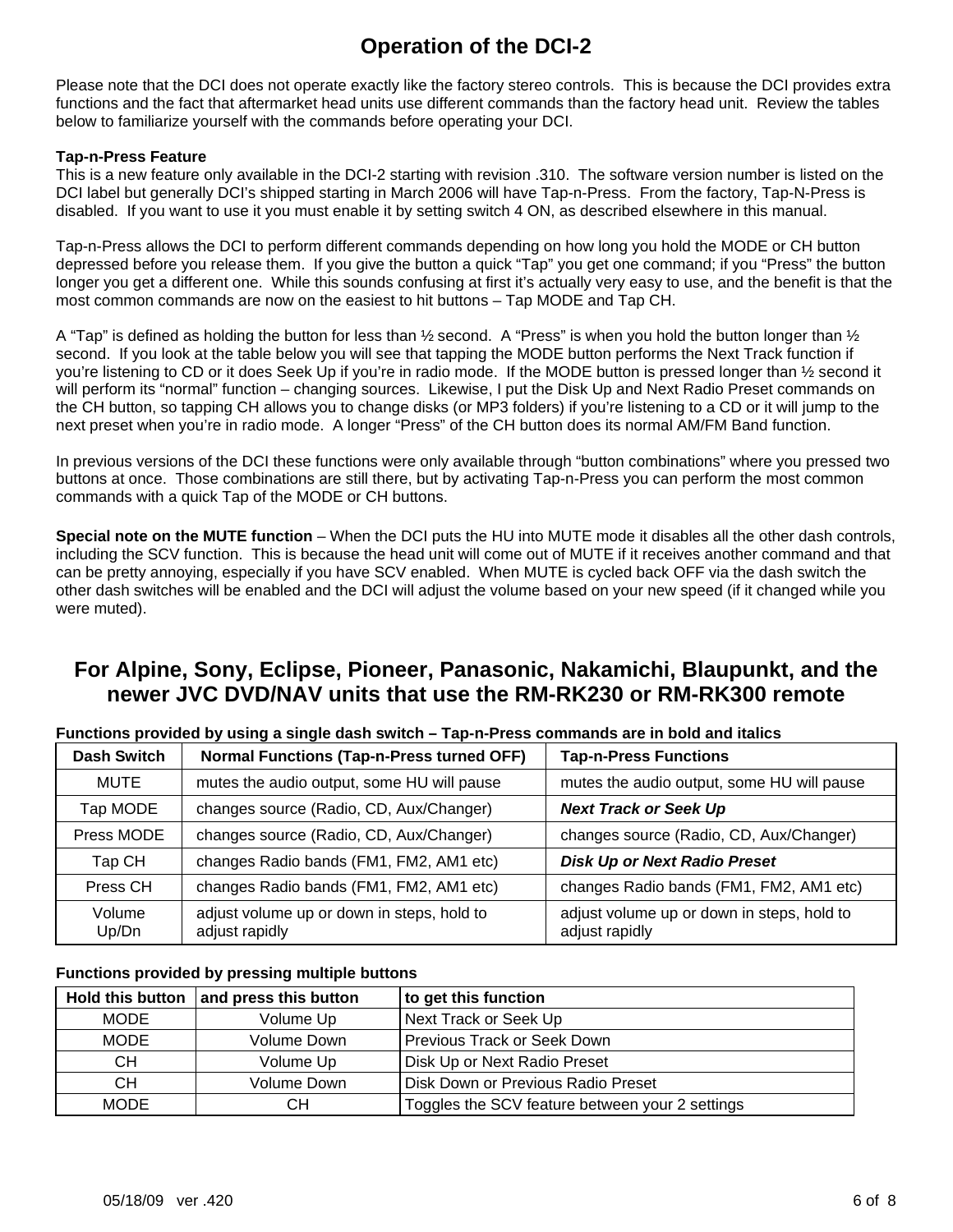# Operation of the DCI-2

Please note that the DCI does not operate exactly like the factory stereo controls. This is because the DCI provides extra functions and the fact that aftermarket head units use different commands than the factory head unit. Review the tables below to familiarize yourself with the commands before operating your DCI.

**Tap-n-Press Feature**
This is a new feature only available in the DCI-2 starting with revision .310. The software version number is listed on the DCI label but generally DCI's shipped starting in March 2006 will have Tap-n-Press. From the factory, Tap-N-Press is disabled. If you want to use it you must enable it by setting switch 4 ON, as described elsewhere in this manual.

Tap-n-Press allows the DCI to perform different commands depending on how long you hold the MODE or CH button depressed before you release them. If you give the button a quick "Tap" you get one command; if you "Press" the button longer you get a different one. While this sounds confusing at first it's actually very easy to use, and the benefit is that the most common commands are now on the easiest to hit buttons – Tap MODE and Tap CH.

A "Tap" is defined as holding the button for less than ½ second. A "Press" is when you hold the button longer than ½ second. If you look at the table below you will see that tapping the MODE button performs the Next Track function if you're listening to CD or it does Seek Up if you're in radio mode. If the MODE button is pressed longer than ½ second it will perform its "normal" function – changing sources. Likewise, I put the Disk Up and Next Radio Preset commands on the CH button, so tapping CH allows you to change disks (or MP3 folders) if you're listening to a CD or it will jump to the next preset when you're in radio mode. A longer "Press" of the CH button does its normal AM/FM Band function.

In previous versions of the DCI these functions were only available through "button combinations" where you pressed two buttons at once. Those combinations are still there, but by activating Tap-n-Press you can perform the most common commands with a quick Tap of the MODE or CH buttons.

**Special note on the MUTE function** – When the DCI puts the HU into MUTE mode it disables all the other dash controls, including the SCV function. This is because the head unit will come out of MUTE if it receives another command and that can be pretty annoying, especially if you have SCV enabled. When MUTE is cycled back OFF via the dash switch the other dash switches will be enabled and the DCI will adjust the volume based on your new speed (if it changed while you were muted).

## For Alpine, Sony, Eclipse, Pioneer, Panasonic, Nakamichi, Blaupunkt, and the newer JVC DVD/NAV units that use the RM-RK230 or RM-RK300 remote

**Functions provided by using a single dash switch – Tap-n-Press commands are in bold and italics**

| Dash Switch | Normal Functions (Tap-n-Press turned OFF) | Tap-n-Press Functions |
|---|---|---|
| MUTE | mutes the audio output, some HU will pause | mutes the audio output, some HU will pause |
| Tap MODE | changes source (Radio, CD, Aux/Changer) | ***Next Track or Seek Up*** |
| Press MODE | changes source (Radio, CD, Aux/Changer) | changes source (Radio, CD, Aux/Changer) |
| Tap CH | changes Radio bands (FM1, FM2, AM1 etc) | ***Disk Up or Next Radio Preset*** |
| Press CH | changes Radio bands (FM1, FM2, AM1 etc) | changes Radio bands (FM1, FM2, AM1 etc) |
| Volume Up/Dn | adjust volume up or down in steps, hold to adjust rapidly | adjust volume up or down in steps, hold to adjust rapidly |

**Functions provided by pressing multiple buttons**

| Hold this button | and press this button | to get this function |
|---|---|---|
| MODE | Volume Up | Next Track or Seek Up |
| MODE | Volume Down | Previous Track or Seek Down |
| CH | Volume Up | Disk Up or Next Radio Preset |
| CH | Volume Down | Disk Down or Previous Radio Preset |
| MODE | CH | Toggles the SCV feature between your 2 settings |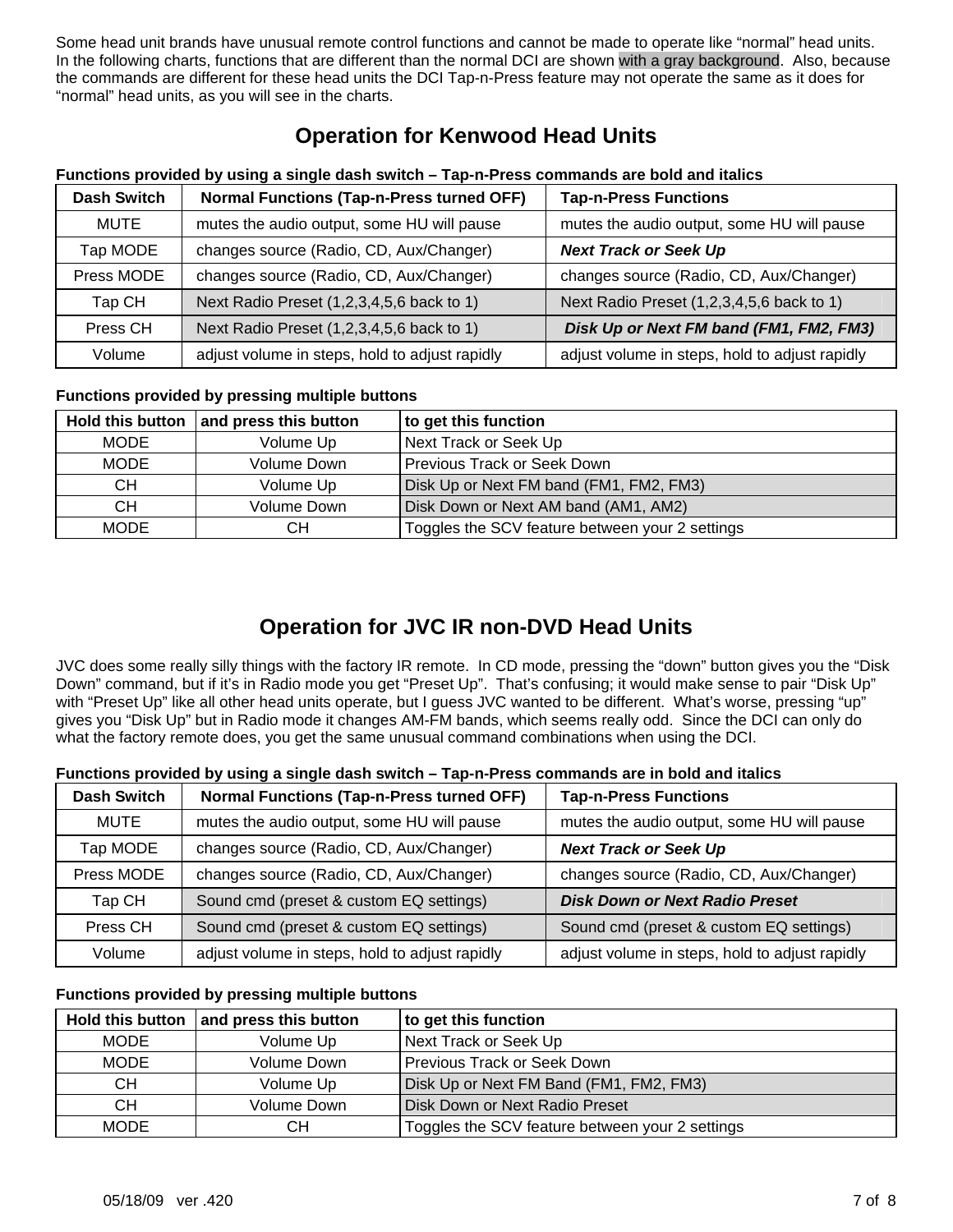Some head unit brands have unusual remote control functions and cannot be made to operate like “normal” head units. In the following charts, functions that are different than the normal DCI are shown with a gray background. Also, because the commands are different for these head units the DCI Tap-n-Press feature may not operate the same as it does for “normal” head units, as you will see in the charts.

## Operation for Kenwood Head Units

**Functions provided by using a single dash switch – Tap-n-Press commands are bold and italics**

| Dash Switch | Normal Functions (Tap-n-Press turned OFF) | Tap-n-Press Functions |
|---|---|---|
| MUTE | mutes the audio output, some HU will pause | mutes the audio output, some HU will pause |
| Tap MODE | changes source (Radio, CD, Aux/Changer) | ***Next Track or Seek Up*** |
| Press MODE | changes source (Radio, CD, Aux/Changer) | changes source (Radio, CD, Aux/Changer) |
| Tap CH | Next Radio Preset (1,2,3,4,5,6 back to 1) | Next Radio Preset (1,2,3,4,5,6 back to 1) |
| Press CH | Next Radio Preset (1,2,3,4,5,6 back to 1) | ***Disk Up or Next FM band (FM1, FM2, FM3)*** |
| Volume | adjust volume in steps, hold to adjust rapidly | adjust volume in steps, hold to adjust rapidly |

**Functions provided by pressing multiple buttons**

| Hold this button | and press this button | to get this function |
|---|---|---|
| MODE | Volume Up | Next Track or Seek Up |
| MODE | Volume Down | Previous Track or Seek Down |
| CH | Volume Up | Disk Up or Next FM band (FM1, FM2, FM3) |
| CH | Volume Down | Disk Down or Next AM band (AM1, AM2) |
| MODE | CH | Toggles the SCV feature between your 2 settings |

## Operation for JVC IR non-DVD Head Units

JVC does some really silly things with the factory IR remote. In CD mode, pressing the “down” button gives you the “Disk Down” command, but if it’s in Radio mode you get “Preset Up”. That’s confusing; it would make sense to pair “Disk Up” with “Preset Up” like all other head units operate, but I guess JVC wanted to be different. What’s worse, pressing “up” gives you “Disk Up” but in Radio mode it changes AM-FM bands, which seems really odd. Since the DCI can only do what the factory remote does, you get the same unusual command combinations when using the DCI.

**Functions provided by using a single dash switch – Tap-n-Press commands are in bold and italics**

| Dash Switch | Normal Functions (Tap-n-Press turned OFF) | Tap-n-Press Functions |
|---|---|---|
| MUTE | mutes the audio output, some HU will pause | mutes the audio output, some HU will pause |
| Tap MODE | changes source (Radio, CD, Aux/Changer) | ***Next Track or Seek Up*** |
| Press MODE | changes source (Radio, CD, Aux/Changer) | changes source (Radio, CD, Aux/Changer) |
| Tap CH | Sound cmd (preset & custom EQ settings) | ***Disk Down or Next Radio Preset*** |
| Press CH | Sound cmd (preset & custom EQ settings) | Sound cmd (preset & custom EQ settings) |
| Volume | adjust volume in steps, hold to adjust rapidly | adjust volume in steps, hold to adjust rapidly |

**Functions provided by pressing multiple buttons**

| Hold this button | and press this button | to get this function |
|---|---|---|
| MODE | Volume Up | Next Track or Seek Up |
| MODE | Volume Down | Previous Track or Seek Down |
| CH | Volume Up | Disk Up or Next FM Band (FM1, FM2, FM3) |
| CH | Volume Down | Disk Down or Next Radio Preset |
| MODE | CH | Toggles the SCV feature between your 2 settings |

05/18/09 ver .420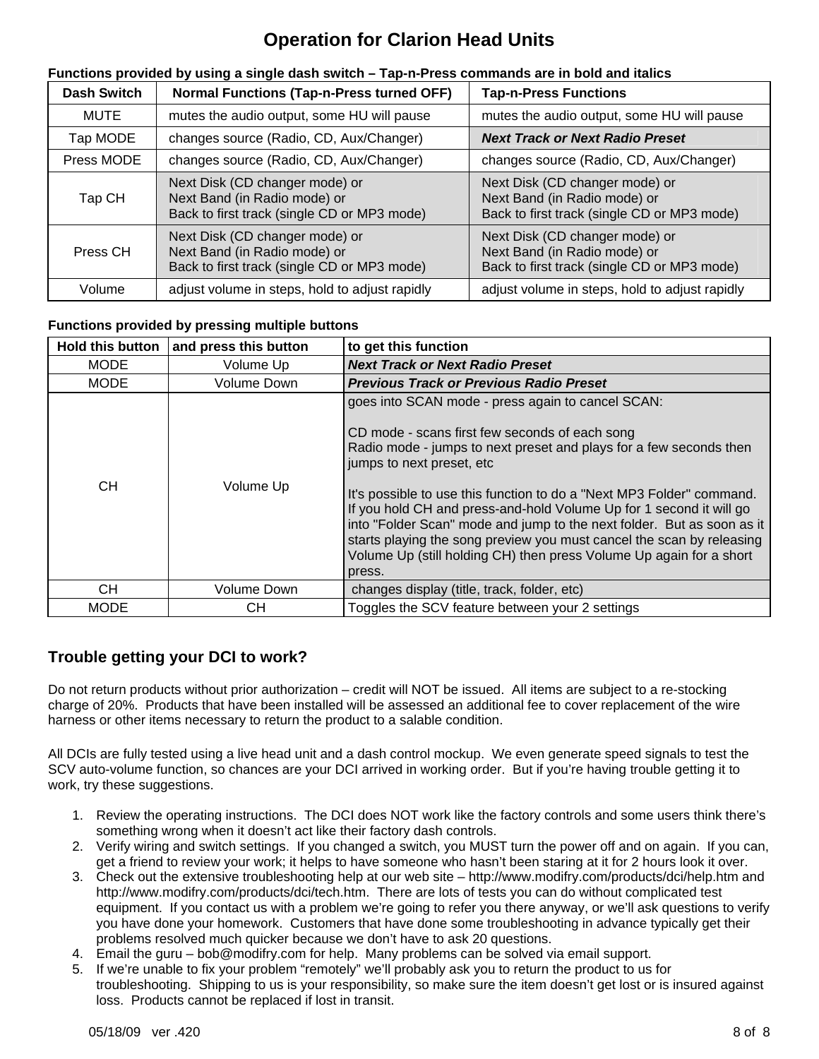# Operation for Clarion Head Units

**Functions provided by using a single dash switch – Tap-n-Press commands are in bold and italics**

| Dash Switch | Normal Functions (Tap-n-Press turned OFF) | Tap-n-Press Functions |
|---|---|---|
| MUTE | mutes the audio output, some HU will pause | mutes the audio output, some HU will pause |
| Tap MODE | changes source (Radio, CD, Aux/Changer) | ***Next Track or Next Radio Preset*** |
| Press MODE | changes source (Radio, CD, Aux/Changer) | changes source (Radio, CD, Aux/Changer) |
| Tap CH | Next Disk (CD changer mode) or<br>Next Band (in Radio mode) or<br>Back to first track (single CD or MP3 mode) | Next Disk (CD changer mode) or<br>Next Band (in Radio mode) or<br>Back to first track (single CD or MP3 mode) |
| Press CH | Next Disk (CD changer mode) or<br>Next Band (in Radio mode) or<br>Back to first track (single CD or MP3 mode) | Next Disk (CD changer mode) or<br>Next Band (in Radio mode) or<br>Back to first track (single CD or MP3 mode) |
| Volume | adjust volume in steps, hold to adjust rapidly | adjust volume in steps, hold to adjust rapidly |

**Functions provided by pressing multiple buttons**

| Hold this button | and press this button | to get this function |
|---|---|---|
| MODE | Volume Up | ***Next Track or Next Radio Preset*** |
| MODE | Volume Down | ***Previous Track or Previous Radio Preset*** |
| CH | Volume Up | goes into SCAN mode - press again to cancel SCAN:<br><br>CD mode - scans first few seconds of each song<br>Radio mode - jumps to next preset and plays for a few seconds then jumps to next preset, etc<br><br>It's possible to use this function to do a "Next MP3 Folder" command. If you hold CH and press-and-hold Volume Up for 1 second it will go into "Folder Scan" mode and jump to the next folder. But as soon as it starts playing the song preview you must cancel the scan by releasing Volume Up (still holding CH) then press Volume Up again for a short press. |
| CH | Volume Down | changes display (title, track, folder, etc) |
| MODE | CH | Toggles the SCV feature between your 2 settings |

## Trouble getting your DCI to work?

Do not return products without prior authorization – credit will NOT be issued. All items are subject to a re-stocking charge of 20%. Products that have been installed will be assessed an additional fee to cover replacement of the wire harness or other items necessary to return the product to a salable condition.

All DCIs are fully tested using a live head unit and a dash control mockup. We even generate speed signals to test the SCV auto-volume function, so chances are your DCI arrived in working order. But if you're having trouble getting it to work, try these suggestions.

1. Review the operating instructions. The DCI does NOT work like the factory controls and some users think there's something wrong when it doesn't act like their factory dash controls.
2. Verify wiring and switch settings. If you changed a switch, you MUST turn the power off and on again. If you can, get a friend to review your work; it helps to have someone who hasn't been staring at it for 2 hours look it over.
3. Check out the extensive troubleshooting help at our web site – http://www.modifry.com/products/dci/help.htm and http://www.modifry.com/products/dci/tech.htm. There are lots of tests you can do without complicated test equipment. If you contact us with a problem we're going to refer you there anyway, or we'll ask questions to verify you have done your homework. Customers that have done some troubleshooting in advance typically get their problems resolved much quicker because we don't have to ask 20 questions.
4. Email the guru – bob@modifry.com for help. Many problems can be solved via email support.
5. If we're unable to fix your problem "remotely" we'll probably ask you to return the product to us for troubleshooting. Shipping to us is your responsibility, so make sure the item doesn't get lost or is insured against loss. Products cannot be replaced if lost in transit.

05/18/09 ver .420